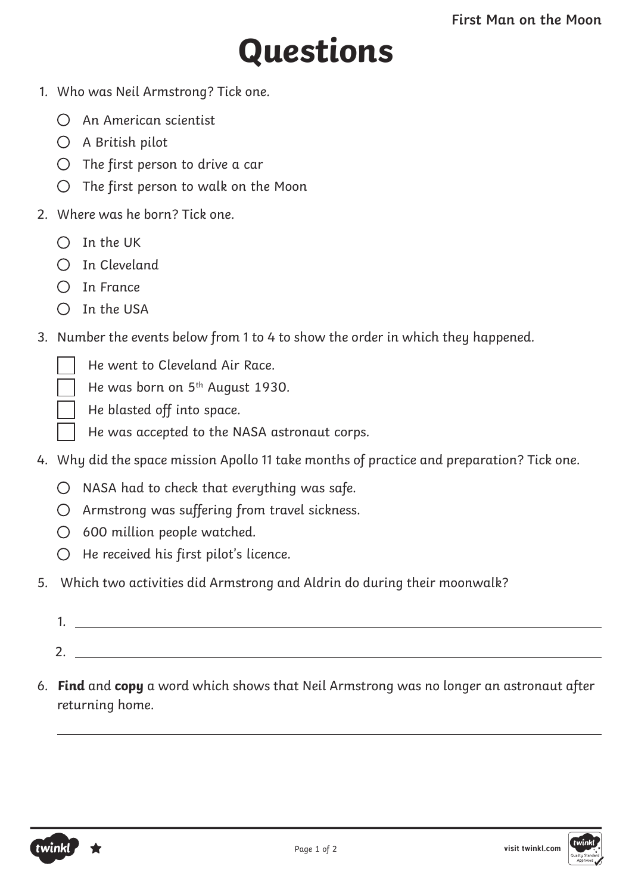# Questions

1. Who was Neil Armstrong? Tick one.
   - ○ An American scientist
   - ○ A British pilot
   - ○ The first person to drive a car
   - ○ The first person to walk on the Moon

2. Where was he born? Tick one.
   - ○ In the UK
   - ○ In Cleveland
   - ○ In France
   - ○ In the USA

3. Number the events below from 1 to 4 to show the order in which they happened.
   - ☐ He went to Cleveland Air Race.
   - ☐ He was born on 5th August 1930.
   - ☐ He blasted off into space.
   - ☐ He was accepted to the NASA astronaut corps.

4. Why did the space mission Apollo 11 take months of practice and preparation? Tick one.
   - ○ NASA had to check that everything was safe.
   - ○ Armstrong was suffering from travel sickness.
   - ○ 600 million people watched.
   - ○ He received his first pilot's licence.

5. Which two activities did Armstrong and Aldrin do during their moonwalk?

   1. ______________________________

   2. ______________________________

6. **Find** and **copy** a word which shows that Neil Armstrong was no longer an astronaut after returning home.

   ______________________________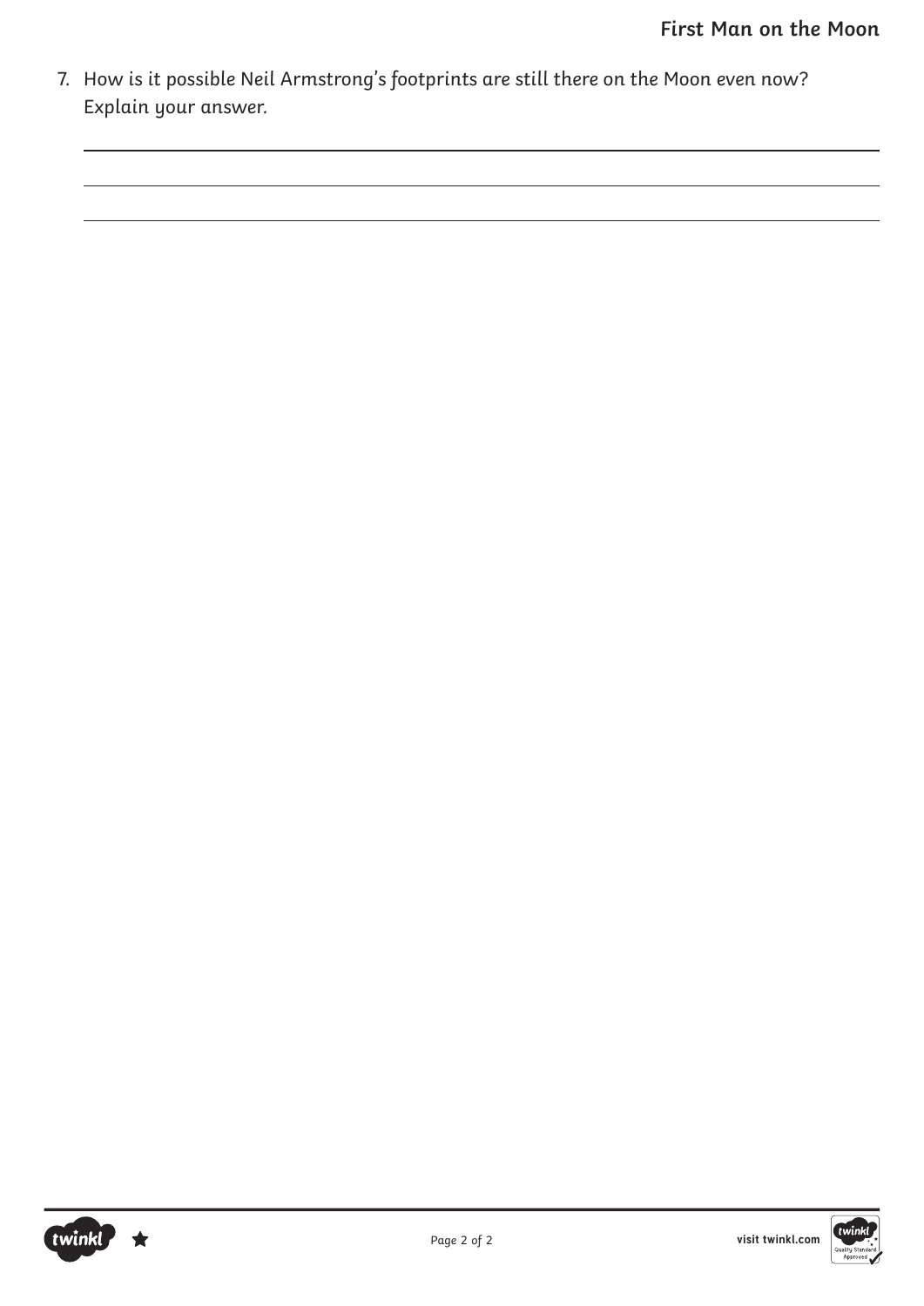7. How is it possible Neil Armstrong's footprints are still there on the Moon even now? Explain your answer.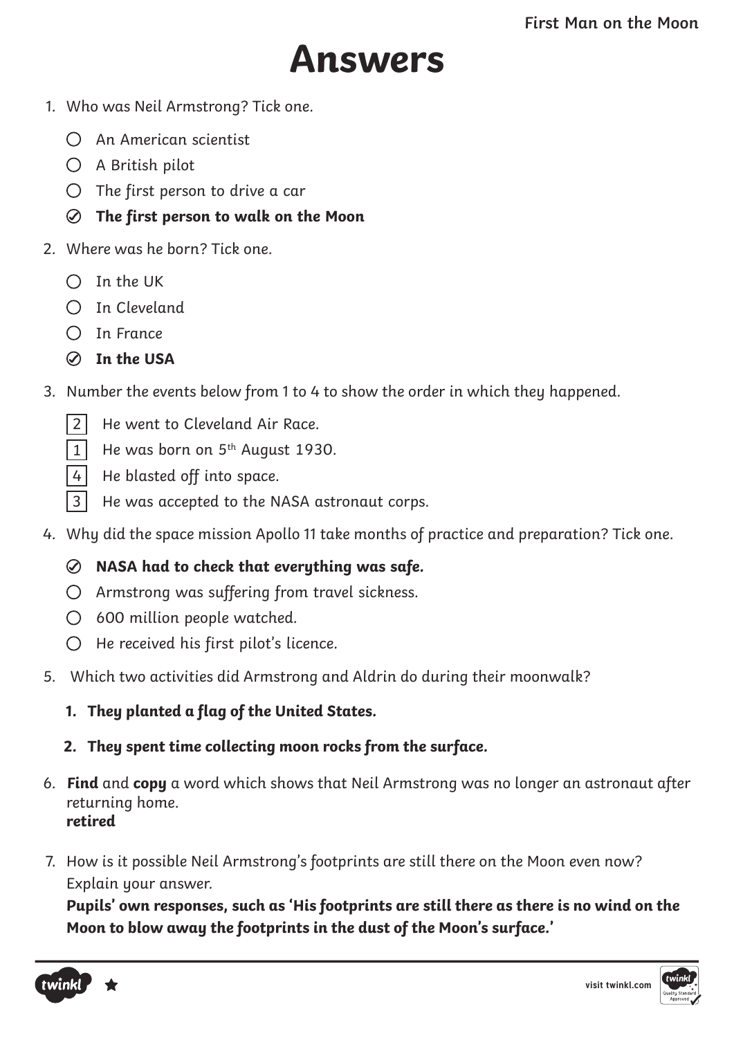# Answers

1. Who was Neil Armstrong? Tick one.
   - ○ An American scientist
   - ○ A British pilot
   - ○ The first person to drive a car
   - ⊘ **The first person to walk on the Moon**

2. Where was he born? Tick one.
   - ○ In the UK
   - ○ In Cleveland
   - ○ In France
   - ⊘ **In the USA**

3. Number the events below from 1 to 4 to show the order in which they happened.
   - [2] He went to Cleveland Air Race.
   - [1] He was born on 5th August 1930.
   - [4] He blasted off into space.
   - [3] He was accepted to the NASA astronaut corps.

4. Why did the space mission Apollo 11 take months of practice and preparation? Tick one.
   - ⊘ **NASA had to check that everything was safe.**
   - ○ Armstrong was suffering from travel sickness.
   - ○ 600 million people watched.
   - ○ He received his first pilot's licence.

5. Which two activities did Armstrong and Aldrin do during their moonwalk?
   1. ***They planted a flag of the United States.***
   2. ***They spent time collecting moon rocks from the surface.***

6. **Find** and **copy** a word which shows that Neil Armstrong was no longer an astronaut after returning home.
   **retired**

7. How is it possible Neil Armstrong's footprints are still there on the Moon even now? Explain your answer.
   **Pupils' own responses, such as 'His footprints are still there as there is no wind on the Moon to blow away the footprints in the dust of the Moon's surface.'**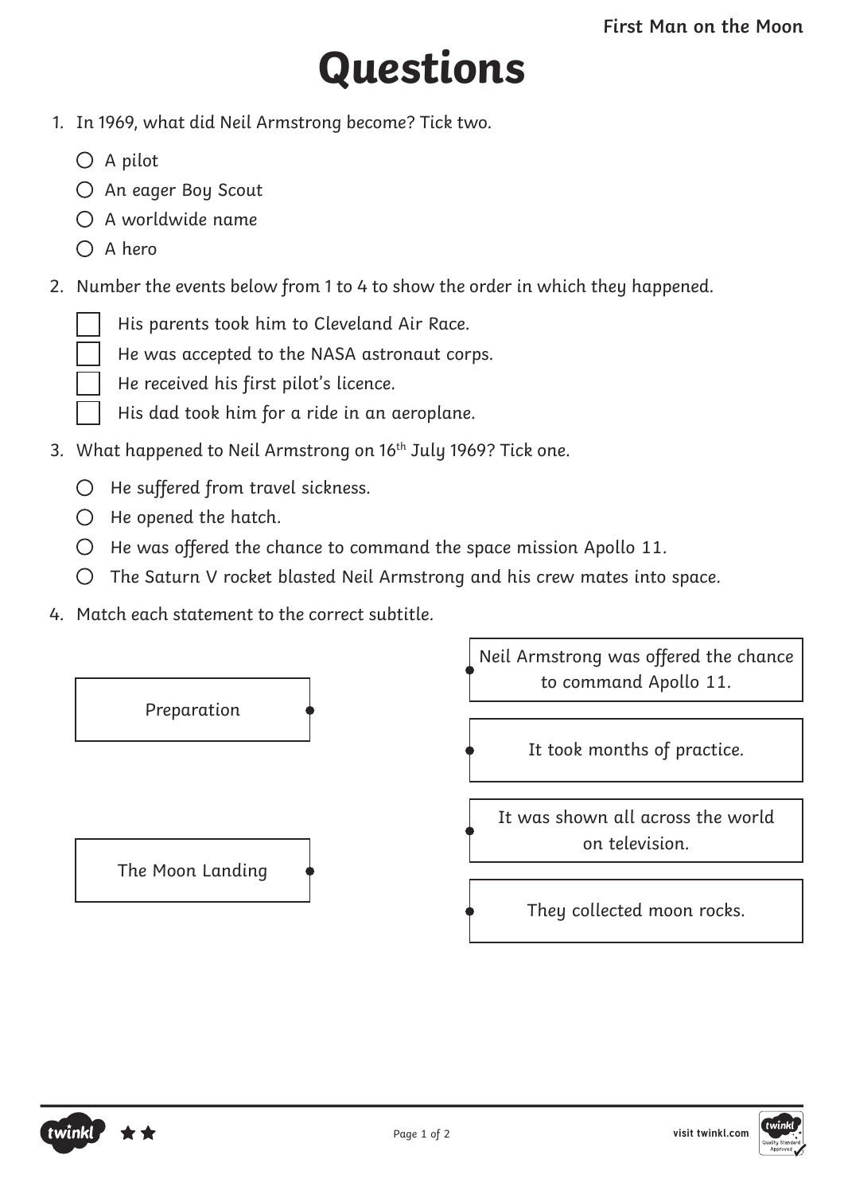# Questions

1. In 1969, what did Neil Armstrong become? Tick two.

   - ○ A pilot
   - ○ An eager Boy Scout
   - ○ A worldwide name
   - ○ A hero

2. Number the events below from 1 to 4 to show the order in which they happened.

   - ☐ His parents took him to Cleveland Air Race.
   - ☐ He was accepted to the NASA astronaut corps.
   - ☐ He received his first pilot's licence.
   - ☐ His dad took him for a ride in an aeroplane.

3. What happened to Neil Armstrong on 16th July 1969? Tick one.

   - ○ He suffered from travel sickness.
   - ○ He opened the hatch.
   - ○ He was offered the chance to command the space mission Apollo 11.
   - ○ The Saturn V rocket blasted Neil Armstrong and his crew mates into space.

4. Match each statement to the correct subtitle.

| Subtitle | Statement |
| --- | --- |
| Preparation | Neil Armstrong was offered the chance to command Apollo 11. |
| The Moon Landing | It took months of practice. |
| | It was shown all across the world on television. |
| | They collected moon rocks. |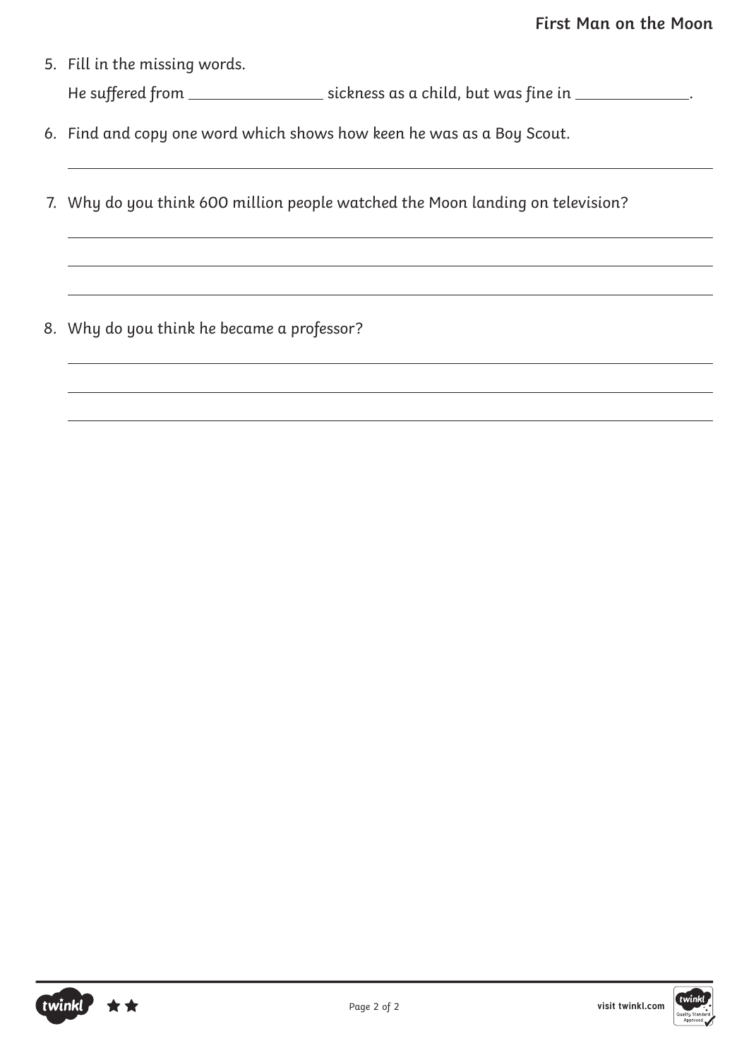5. Fill in the missing words.

   He suffered from ________________ sickness as a child, but was fine in ______________.

6. Find and copy one word which shows how keen he was as a Boy Scout.

   ______________________________________________________________________

7. Why do you think 600 million people watched the Moon landing on television?

   ______________________________________________________________________

   ______________________________________________________________________

   ______________________________________________________________________

8. Why do you think he became a professor?

   ______________________________________________________________________

   ______________________________________________________________________

   ______________________________________________________________________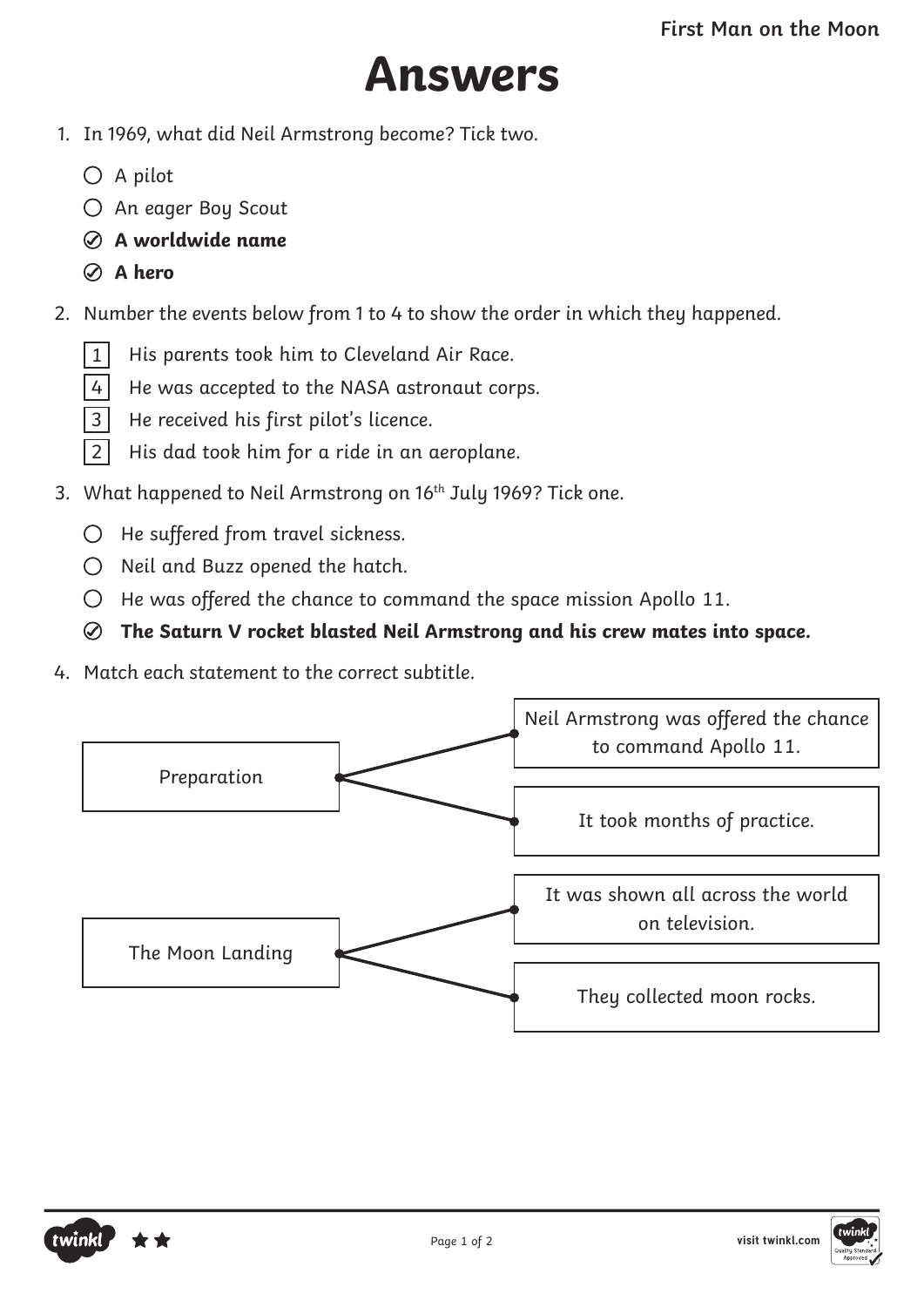# Answers

1. In 1969, what did Neil Armstrong become? Tick two.

   - ○ A pilot
   - ○ An eager Boy Scout
   - ⊘ **A worldwide name**
   - ⊘ **A hero**

2. Number the events below from 1 to 4 to show the order in which they happened.

   - [1] His parents took him to Cleveland Air Race.
   - [4] He was accepted to the NASA astronaut corps.
   - [3] He received his first pilot's licence.
   - [2] His dad took him for a ride in an aeroplane.

3. What happened to Neil Armstrong on 16th July 1969? Tick one.

   - ○ He suffered from travel sickness.
   - ○ Neil and Buzz opened the hatch.
   - ○ He was offered the chance to command the space mission Apollo 11.
   - ⊘ **The Saturn V rocket blasted Neil Armstrong and his crew mates into space.**

4. Match each statement to the correct subtitle.

| Subtitle | Statement |
| --- | --- |
| Preparation | Neil Armstrong was offered the chance to command Apollo 11. |
| Preparation | It took months of practice. |
| The Moon Landing | It was shown all across the world on television. |
| The Moon Landing | They collected moon rocks. |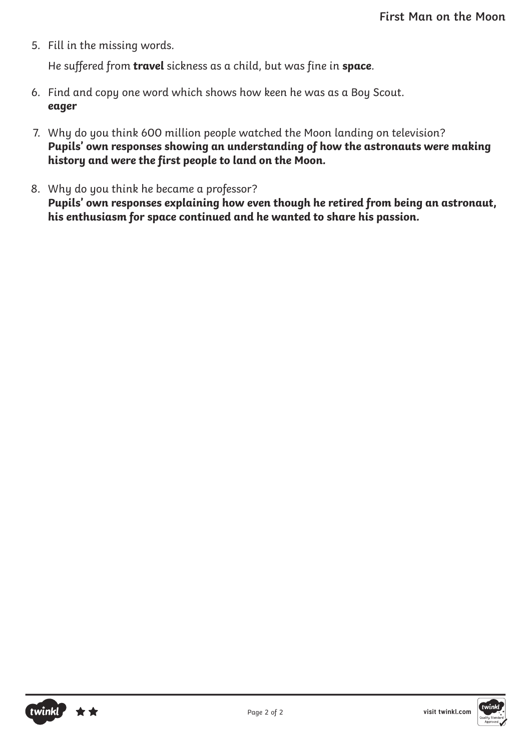5. Fill in the missing words.

   He suffered from **travel** sickness as a child, but was fine in **space**.

6. Find and copy one word which shows how keen he was as a Boy Scout.
   ***eager***

7. Why do you think 600 million people watched the Moon landing on television?
   ***Pupils' own responses showing an understanding of how the astronauts were making history and were the first people to land on the Moon.***

8. Why do you think he became a professor?
   ***Pupils' own responses explaining how even though he retired from being an astronaut, his enthusiasm for space continued and he wanted to share his passion.***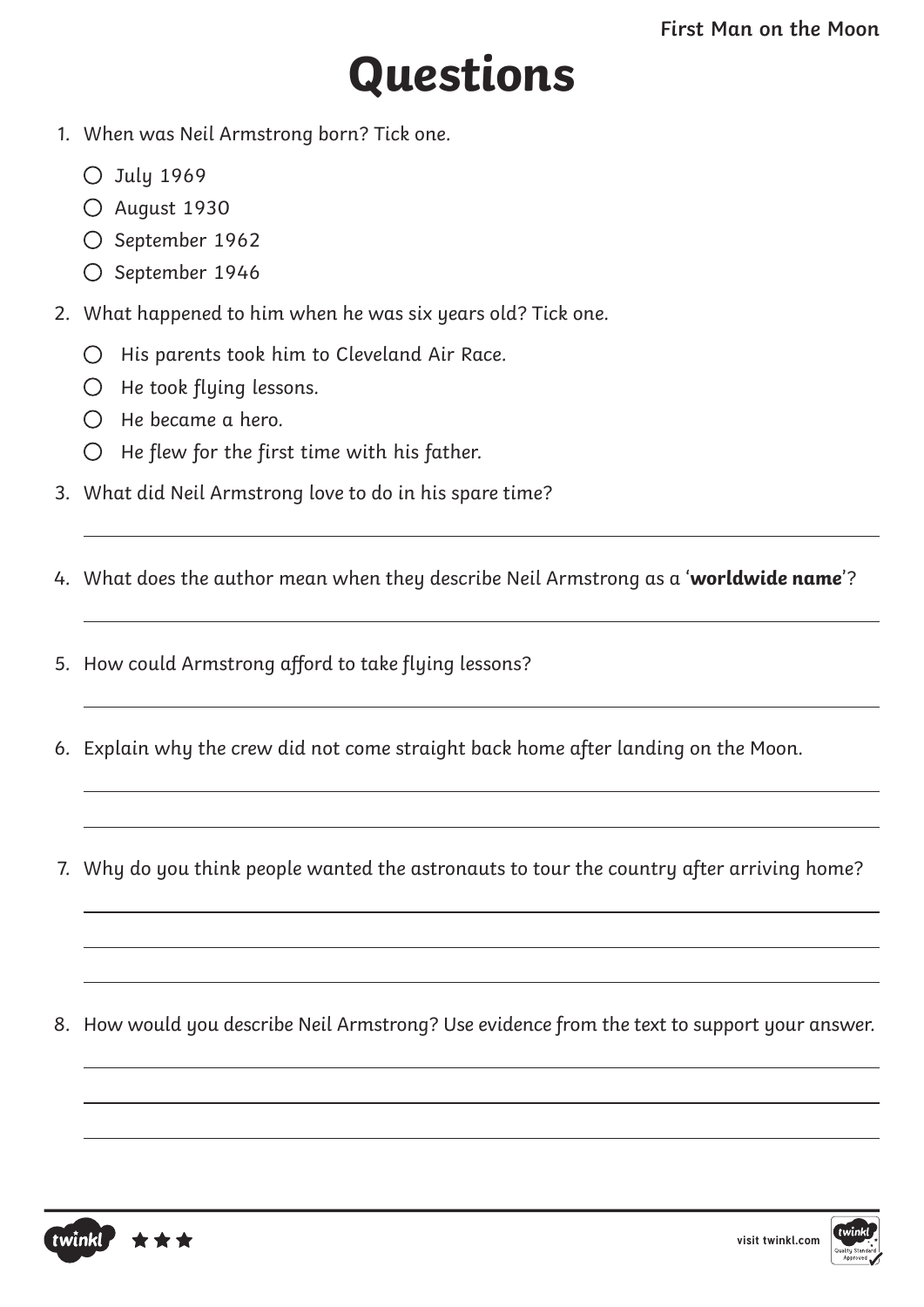# Questions

1. When was Neil Armstrong born? Tick one.
   - ○ July 1969
   - ○ August 1930
   - ○ September 1962
   - ○ September 1946

2. What happened to him when he was six years old? Tick one.
   - ○ His parents took him to Cleveland Air Race.
   - ○ He took flying lessons.
   - ○ He became a hero.
   - ○ He flew for the first time with his father.

3. What did Neil Armstrong love to do in his spare time?

4. What does the author mean when they describe Neil Armstrong as a '**worldwide name**'?

5. How could Armstrong afford to take flying lessons?

6. Explain why the crew did not come straight back home after landing on the Moon.

7. Why do you think people wanted the astronauts to tour the country after arriving home?

8. How would you describe Neil Armstrong? Use evidence from the text to support your answer.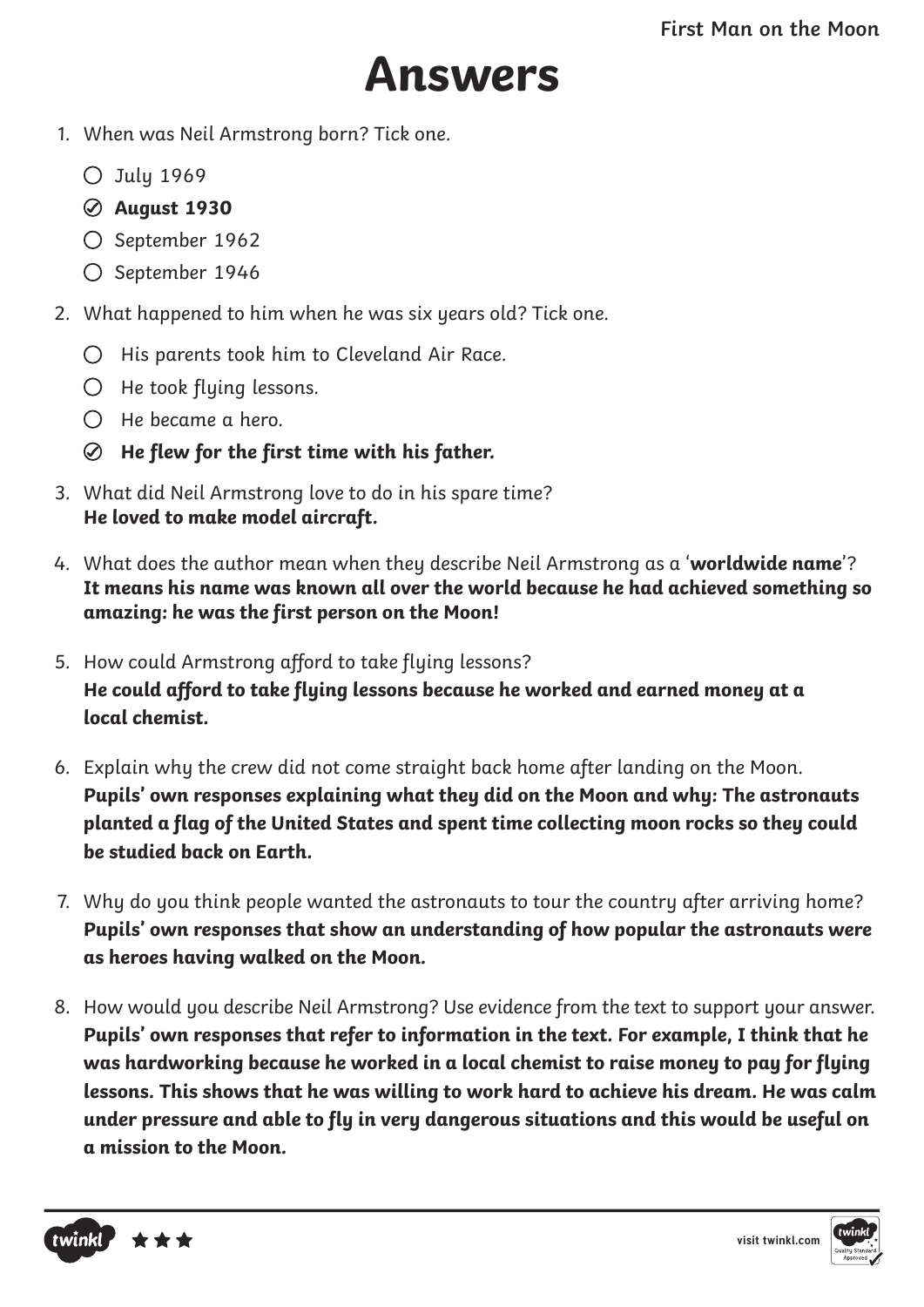# Answers

1. When was Neil Armstrong born? Tick one.
   - ○ July 1969
   - ⊘ **August 1930**
   - ○ September 1962
   - ○ September 1946

2. What happened to him when he was six years old? Tick one.
   - ○ His parents took him to Cleveland Air Race.
   - ○ He took flying lessons.
   - ○ He became a hero.
   - ⊘ ***He flew for the first time with his father.***

3. What did Neil Armstrong love to do in his spare time?
   **He loved to make model aircraft.**

4. What does the author mean when they describe Neil Armstrong as a '**worldwide name**'?
   **It means his name was known all over the world because he had achieved something so amazing: he was the first person on the Moon!**

5. How could Armstrong afford to take flying lessons?
   **He could afford to take flying lessons because he worked and earned money at a local chemist.**

6. Explain why the crew did not come straight back home after landing on the Moon.
   **Pupils' own responses explaining what they did on the Moon and why: The astronauts planted a flag of the United States and spent time collecting moon rocks so they could be studied back on Earth.**

7. Why do you think people wanted the astronauts to tour the country after arriving home?
   **Pupils' own responses that show an understanding of how popular the astronauts were as heroes having walked on the Moon.**

8. How would you describe Neil Armstrong? Use evidence from the text to support your answer.
   **Pupils' own responses that refer to information in the text. For example, I think that he was hardworking because he worked in a local chemist to raise money to pay for flying lessons. This shows that he was willing to work hard to achieve his dream. He was calm under pressure and able to fly in very dangerous situations and this would be useful on a mission to the Moon.**